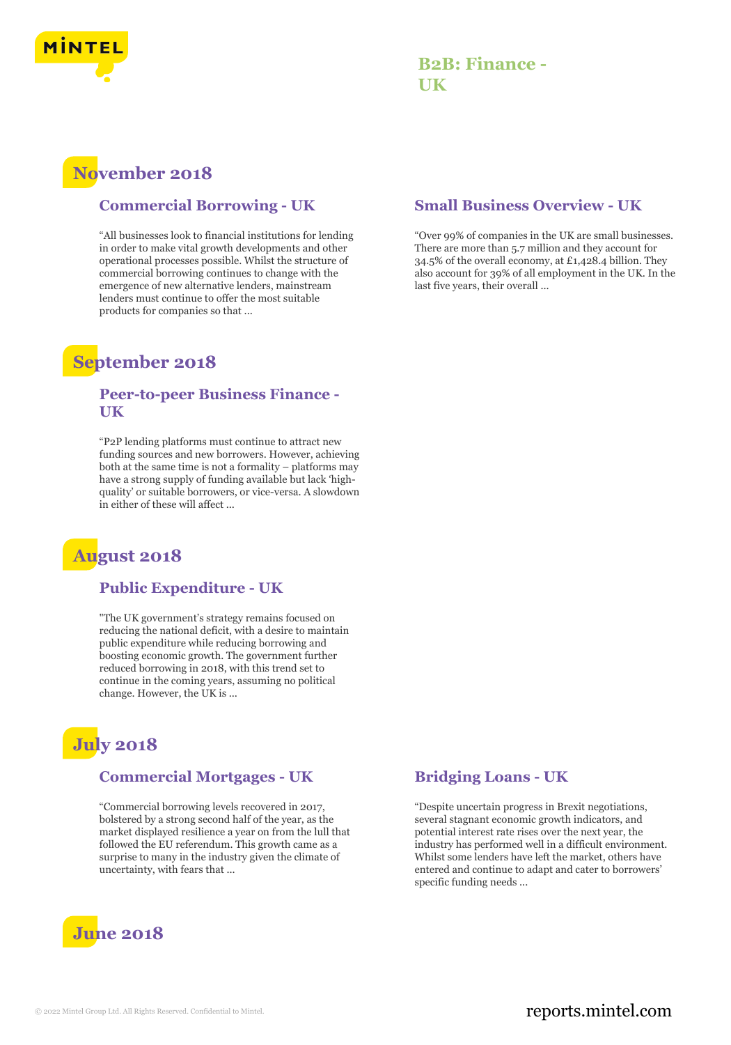# B2B: Finance - UK

## November 2018

### Commercial Borrowing - UK

"All businesses look to financial institutions for lending in order to make vital growth developments and other operational processes possible. Whilst the structure of commercial borrowing continues to change with the emergence of new alternative lenders, mainstream lenders must continue to offer the most suitable products for companies so that ...

### Small Business Overview - UK

"Over 99% of companies in the UK are small businesses. There are more than 5.7 million and they account for 34.5% of the overall economy, at £1,428.4 billion. They also account for 39% of all employment in the UK. In the last five years, their overall ...

## September 2018

### Peer-to-peer Business Finance - UK

"P2P lending platforms must continue to attract new funding sources and new borrowers. However, achieving both at the same time is not a formality – platforms may have a strong supply of funding available but lack 'high-quality' or suitable borrowers, or vice-versa. A slowdown in either of these will affect ...

## August 2018

### Public Expenditure - UK

"The UK government's strategy remains focused on reducing the national deficit, with a desire to maintain public expenditure while reducing borrowing and boosting economic growth. The government further reduced borrowing in 2018, with this trend set to continue in the coming years, assuming no political change. However, the UK is ...

## July 2018

### Commercial Mortgages - UK

"Commercial borrowing levels recovered in 2017, bolstered by a strong second half of the year, as the market displayed resilience a year on from the lull that followed the EU referendum. This growth came as a surprise to many in the industry given the climate of uncertainty, with fears that ...

### Bridging Loans - UK

"Despite uncertain progress in Brexit negotiations, several stagnant economic growth indicators, and potential interest rate rises over the next year, the industry has performed well in a difficult environment. Whilst some lenders have left the market, others have entered and continue to adapt and cater to borrowers' specific funding needs ...

## June 2018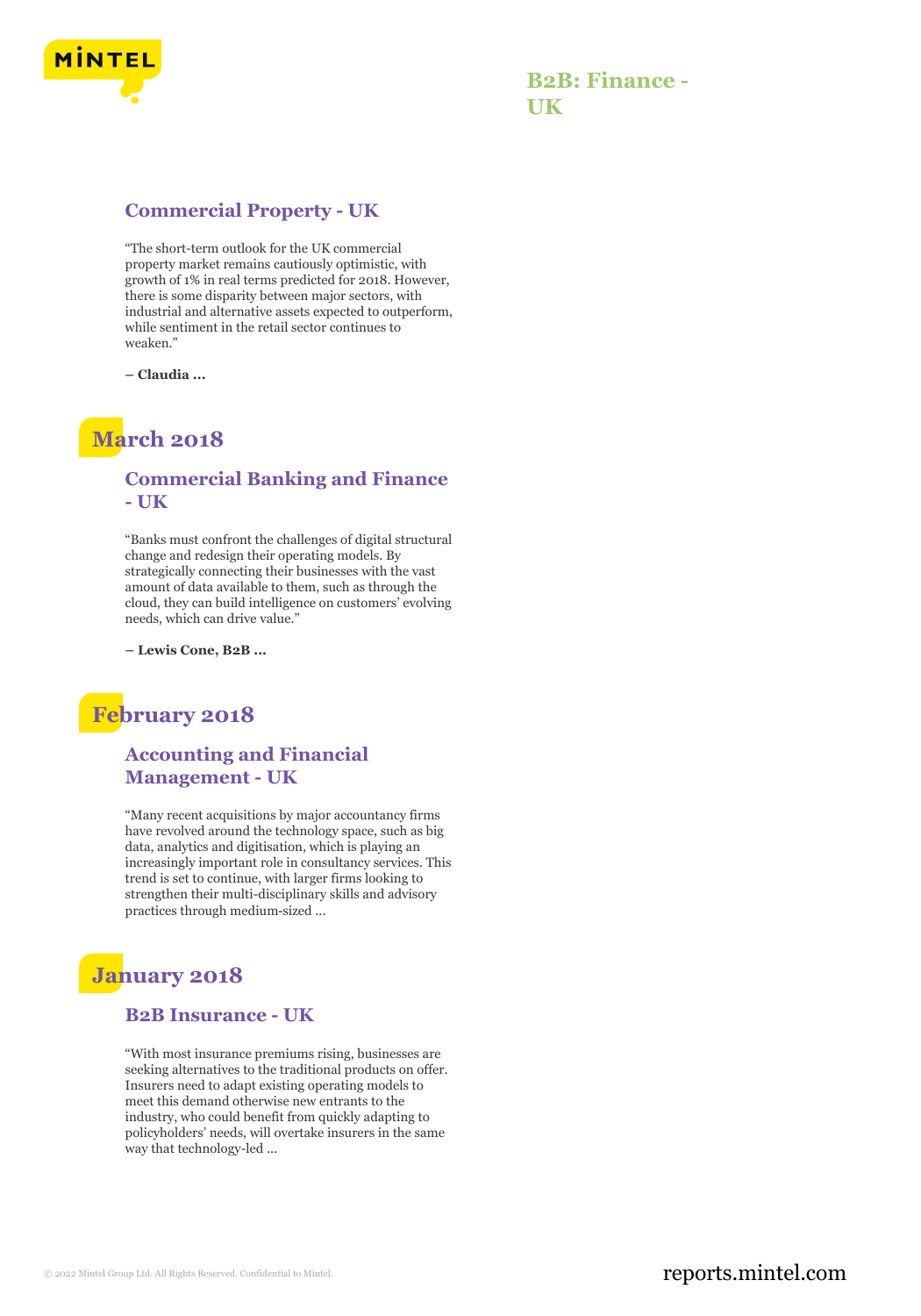# B2B: Finance - UK

### Commercial Property - UK

"The short-term outlook for the UK commercial property market remains cautiously optimistic, with growth of 1% in real terms predicted for 2018. However, there is some disparity between major sectors, with industrial and alternative assets expected to outperform, while sentiment in the retail sector continues to weaken."

**– Claudia ...**

## March 2018

### Commercial Banking and Finance - UK

"Banks must confront the challenges of digital structural change and redesign their operating models. By strategically connecting their businesses with the vast amount of data available to them, such as through the cloud, they can build intelligence on customers' evolving needs, which can drive value."

**– Lewis Cone, B2B ...**

## February 2018

### Accounting and Financial Management - UK

"Many recent acquisitions by major accountancy firms have revolved around the technology space, such as big data, analytics and digitisation, which is playing an increasingly important role in consultancy services. This trend is set to continue, with larger firms looking to strengthen their multi-disciplinary skills and advisory practices through medium-sized ...

## January 2018

### B2B Insurance - UK

"With most insurance premiums rising, businesses are seeking alternatives to the traditional products on offer. Insurers need to adapt existing operating models to meet this demand otherwise new entrants to the industry, who could benefit from quickly adapting to policyholders' needs, will overtake insurers in the same way that technology-led ...